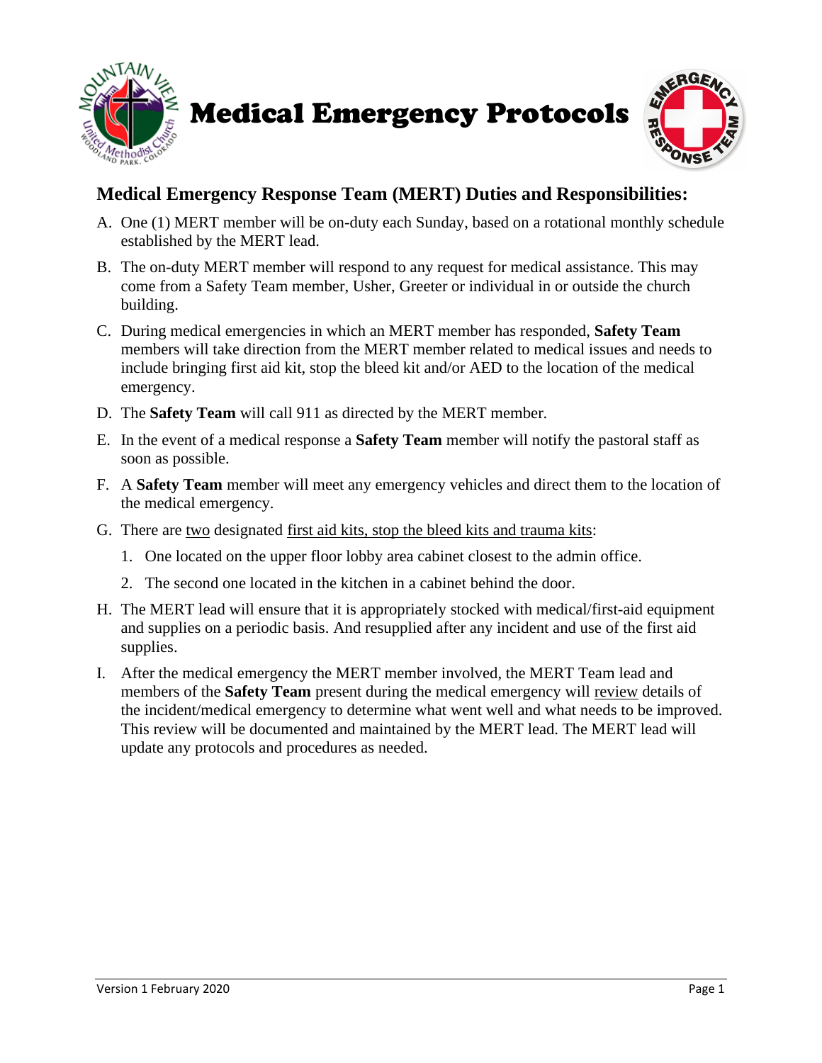# Medical Emergency Protocols

## Medical Emergency Response Team (MERT) Duties and Responsibilities:

A. One (1) MERT member will be on-duty each Sunday, based on a rotational monthly schedule established by the MERT lead.

B. The on-duty MERT member will respond to any request for medical assistance. This may come from a Safety Team member, Usher, Greeter or individual in or outside the church building.

C. During medical emergencies in which an MERT member has responded, **Safety Team** members will take direction from the MERT member related to medical issues and needs to include bringing first aid kit, stop the bleed kit and/or AED to the location of the medical emergency.

D. The **Safety Team** will call 911 as directed by the MERT member.

E. In the event of a medical response a **Safety Team** member will notify the pastoral staff as soon as possible.

F. A **Safety Team** member will meet any emergency vehicles and direct them to the location of the medical emergency.

G. There are <u>two</u> designated <u>first aid kits, stop the bleed kits and trauma kits</u>:

   1. One located on the upper floor lobby area cabinet closest to the admin office.
   2. The second one located in the kitchen in a cabinet behind the door.

H. The MERT lead will ensure that it is appropriately stocked with medical/first-aid equipment and supplies on a periodic basis. And resupplied after any incident and use of the first aid supplies.

I. After the medical emergency the MERT member involved, the MERT Team lead and members of the **Safety Team** present during the medical emergency will <u>review</u> details of the incident/medical emergency to determine what went well and what needs to be improved. This review will be documented and maintained by the MERT lead. The MERT lead will update any protocols and procedures as needed.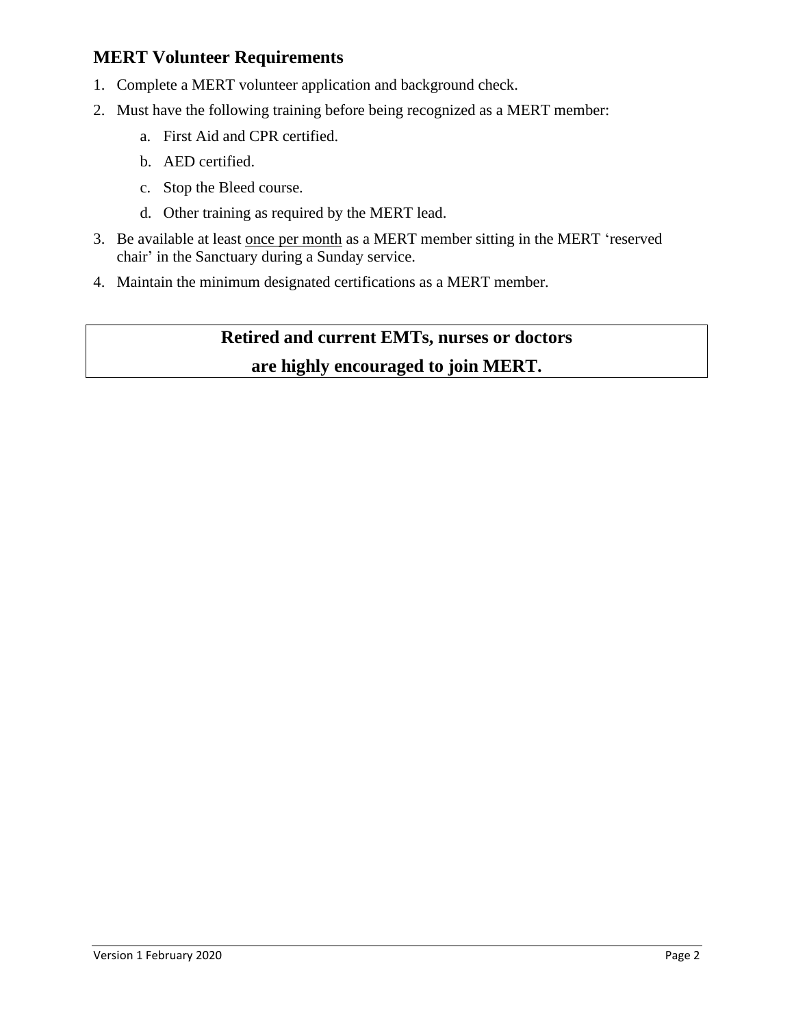## MERT Volunteer Requirements

1. Complete a MERT volunteer application and background check.
2. Must have the following training before being recognized as a MERT member:
   a. First Aid and CPR certified.
   b. AED certified.
   c. Stop the Bleed course.
   d. Other training as required by the MERT lead.
3. Be available at least <u>once per month</u> as a MERT member sitting in the MERT 'reserved chair' in the Sanctuary during a Sunday service.
4. Maintain the minimum designated certifications as a MERT member.

**Retired and current EMTs, nurses or doctors are highly encouraged to join MERT.**